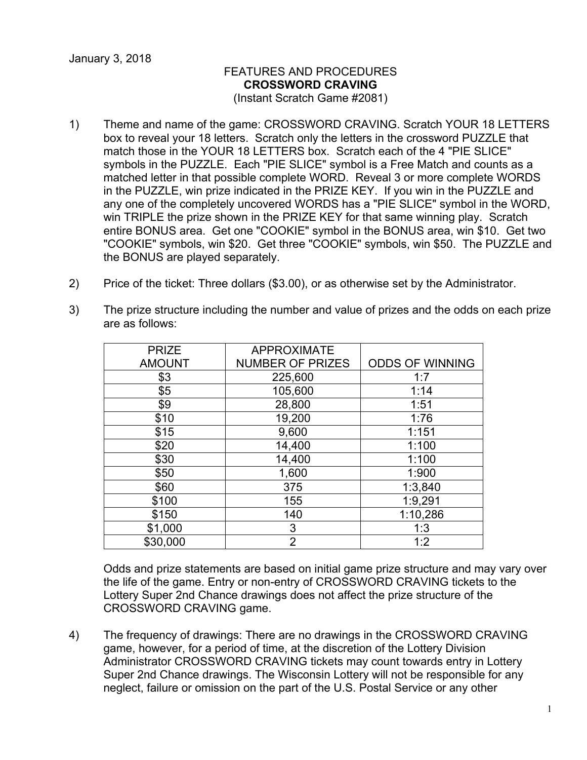January 3, 2018

FEATURES AND PROCEDURES

**CROSSWORD CRAVING**

(Instant Scratch Game #2081)

1) Theme and name of the game: CROSSWORD CRAVING. Scratch YOUR 18 LETTERS box to reveal your 18 letters. Scratch only the letters in the crossword PUZZLE that match those in the YOUR 18 LETTERS box. Scratch each of the 4 "PIE SLICE" symbols in the PUZZLE. Each "PIE SLICE" symbol is a Free Match and counts as a matched letter in that possible complete WORD. Reveal 3 or more complete WORDS in the PUZZLE, win prize indicated in the PRIZE KEY. If you win in the PUZZLE and any one of the completely uncovered WORDS has a "PIE SLICE" symbol in the WORD, win TRIPLE the prize shown in the PRIZE KEY for that same winning play. Scratch entire BONUS area. Get one "COOKIE" symbol in the BONUS area, win $10. Get two "COOKIE" symbols, win $20. Get three "COOKIE" symbols, win $50. The PUZZLE and the BONUS are played separately.

2) Price of the ticket: Three dollars ($3.00), or as otherwise set by the Administrator.

3) The prize structure including the number and value of prizes and the odds on each prize are as follows:

| PRIZE AMOUNT | APPROXIMATE NUMBER OF PRIZES | ODDS OF WINNING |
|---|---|---|
| $3 | 225,600 | 1:7 |
| $5 | 105,600 | 1:14 |
| $9 | 28,800 | 1:51 |
| $10 | 19,200 | 1:76 |
| $15 | 9,600 | 1:151 |
| $20 | 14,400 | 1:100 |
| $30 | 14,400 | 1:100 |
| $50 | 1,600 | 1:900 |
| $60 | 375 | 1:3,840 |
| $100 | 155 | 1:9,291 |
| $150 | 140 | 1:10,286 |
| $1,000 | 3 | 1:3 |
| $30,000 | 2 | 1:2 |

Odds and prize statements are based on initial game prize structure and may vary over the life of the game. Entry or non-entry of CROSSWORD CRAVING tickets to the Lottery Super 2nd Chance drawings does not affect the prize structure of the CROSSWORD CRAVING game.

4) The frequency of drawings: There are no drawings in the CROSSWORD CRAVING game, however, for a period of time, at the discretion of the Lottery Division Administrator CROSSWORD CRAVING tickets may count towards entry in Lottery Super 2nd Chance drawings. The Wisconsin Lottery will not be responsible for any neglect, failure or omission on the part of the U.S. Postal Service or any other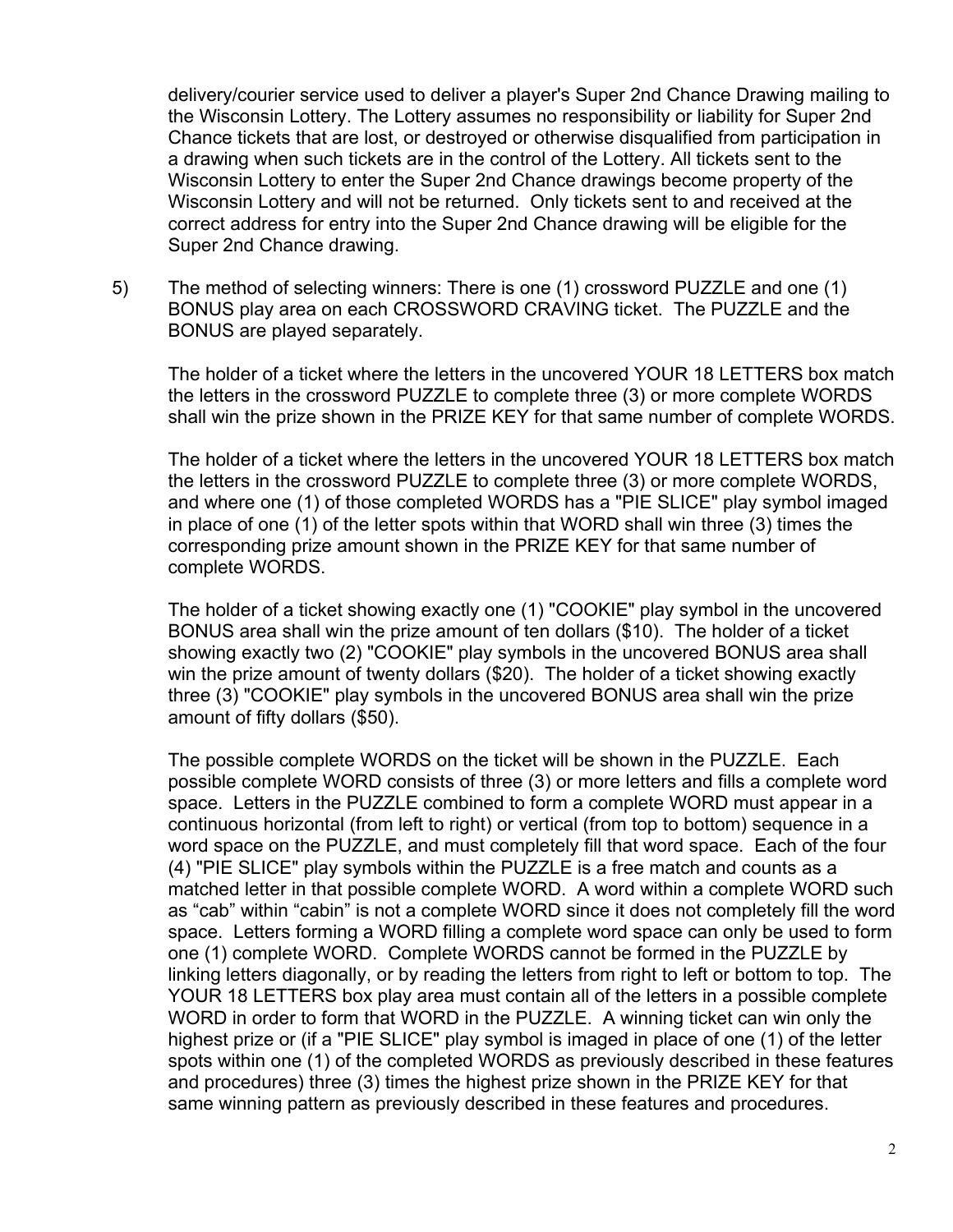delivery/courier service used to deliver a player's Super 2nd Chance Drawing mailing to the Wisconsin Lottery. The Lottery assumes no responsibility or liability for Super 2nd Chance tickets that are lost, or destroyed or otherwise disqualified from participation in a drawing when such tickets are in the control of the Lottery. All tickets sent to the Wisconsin Lottery to enter the Super 2nd Chance drawings become property of the Wisconsin Lottery and will not be returned. Only tickets sent to and received at the correct address for entry into the Super 2nd Chance drawing will be eligible for the Super 2nd Chance drawing.

5) The method of selecting winners: There is one (1) crossword PUZZLE and one (1) BONUS play area on each CROSSWORD CRAVING ticket. The PUZZLE and the BONUS are played separately.

   The holder of a ticket where the letters in the uncovered YOUR 18 LETTERS box match the letters in the crossword PUZZLE to complete three (3) or more complete WORDS shall win the prize shown in the PRIZE KEY for that same number of complete WORDS.

   The holder of a ticket where the letters in the uncovered YOUR 18 LETTERS box match the letters in the crossword PUZZLE to complete three (3) or more complete WORDS, and where one (1) of those completed WORDS has a "PIE SLICE" play symbol imaged in place of one (1) of the letter spots within that WORD shall win three (3) times the corresponding prize amount shown in the PRIZE KEY for that same number of complete WORDS.

   The holder of a ticket showing exactly one (1) "COOKIE" play symbol in the uncovered BONUS area shall win the prize amount of ten dollars ($10). The holder of a ticket showing exactly two (2) "COOKIE" play symbols in the uncovered BONUS area shall win the prize amount of twenty dollars ($20). The holder of a ticket showing exactly three (3) "COOKIE" play symbols in the uncovered BONUS area shall win the prize amount of fifty dollars ($50).

   The possible complete WORDS on the ticket will be shown in the PUZZLE. Each possible complete WORD consists of three (3) or more letters and fills a complete word space. Letters in the PUZZLE combined to form a complete WORD must appear in a continuous horizontal (from left to right) or vertical (from top to bottom) sequence in a word space on the PUZZLE, and must completely fill that word space. Each of the four (4) "PIE SLICE" play symbols within the PUZZLE is a free match and counts as a matched letter in that possible complete WORD. A word within a complete WORD such as “cab” within “cabin” is not a complete WORD since it does not completely fill the word space. Letters forming a WORD filling a complete word space can only be used to form one (1) complete WORD. Complete WORDS cannot be formed in the PUZZLE by linking letters diagonally, or by reading the letters from right to left or bottom to top. The YOUR 18 LETTERS box play area must contain all of the letters in a possible complete WORD in order to form that WORD in the PUZZLE. A winning ticket can win only the highest prize or (if a "PIE SLICE" play symbol is imaged in place of one (1) of the letter spots within one (1) of the completed WORDS as previously described in these features and procedures) three (3) times the highest prize shown in the PRIZE KEY for that same winning pattern as previously described in these features and procedures.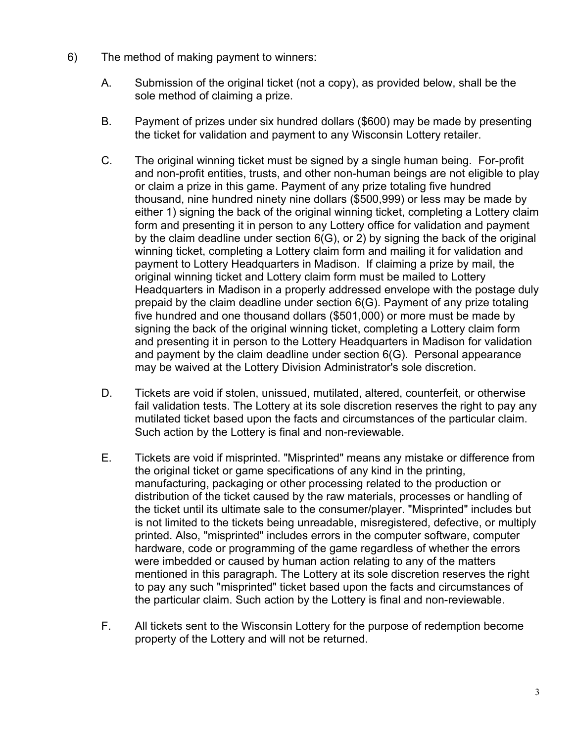6) The method of making payment to winners:

A. Submission of the original ticket (not a copy), as provided below, shall be the sole method of claiming a prize.

B. Payment of prizes under six hundred dollars ($600) may be made by presenting the ticket for validation and payment to any Wisconsin Lottery retailer.

C. The original winning ticket must be signed by a single human being. For-profit and non-profit entities, trusts, and other non-human beings are not eligible to play or claim a prize in this game. Payment of any prize totaling five hundred thousand, nine hundred ninety nine dollars ($500,999) or less may be made by either 1) signing the back of the original winning ticket, completing a Lottery claim form and presenting it in person to any Lottery office for validation and payment by the claim deadline under section 6(G), or 2) by signing the back of the original winning ticket, completing a Lottery claim form and mailing it for validation and payment to Lottery Headquarters in Madison. If claiming a prize by mail, the original winning ticket and Lottery claim form must be mailed to Lottery Headquarters in Madison in a properly addressed envelope with the postage duly prepaid by the claim deadline under section 6(G). Payment of any prize totaling five hundred and one thousand dollars ($501,000) or more must be made by signing the back of the original winning ticket, completing a Lottery claim form and presenting it in person to the Lottery Headquarters in Madison for validation and payment by the claim deadline under section 6(G). Personal appearance may be waived at the Lottery Division Administrator's sole discretion.

D. Tickets are void if stolen, unissued, mutilated, altered, counterfeit, or otherwise fail validation tests. The Lottery at its sole discretion reserves the right to pay any mutilated ticket based upon the facts and circumstances of the particular claim. Such action by the Lottery is final and non-reviewable.

E. Tickets are void if misprinted. "Misprinted" means any mistake or difference from the original ticket or game specifications of any kind in the printing, manufacturing, packaging or other processing related to the production or distribution of the ticket caused by the raw materials, processes or handling of the ticket until its ultimate sale to the consumer/player. "Misprinted" includes but is not limited to the tickets being unreadable, misregistered, defective, or multiply printed. Also, "misprinted" includes errors in the computer software, computer hardware, code or programming of the game regardless of whether the errors were imbedded or caused by human action relating to any of the matters mentioned in this paragraph. The Lottery at its sole discretion reserves the right to pay any such "misprinted" ticket based upon the facts and circumstances of the particular claim. Such action by the Lottery is final and non-reviewable.

F. All tickets sent to the Wisconsin Lottery for the purpose of redemption become property of the Lottery and will not be returned.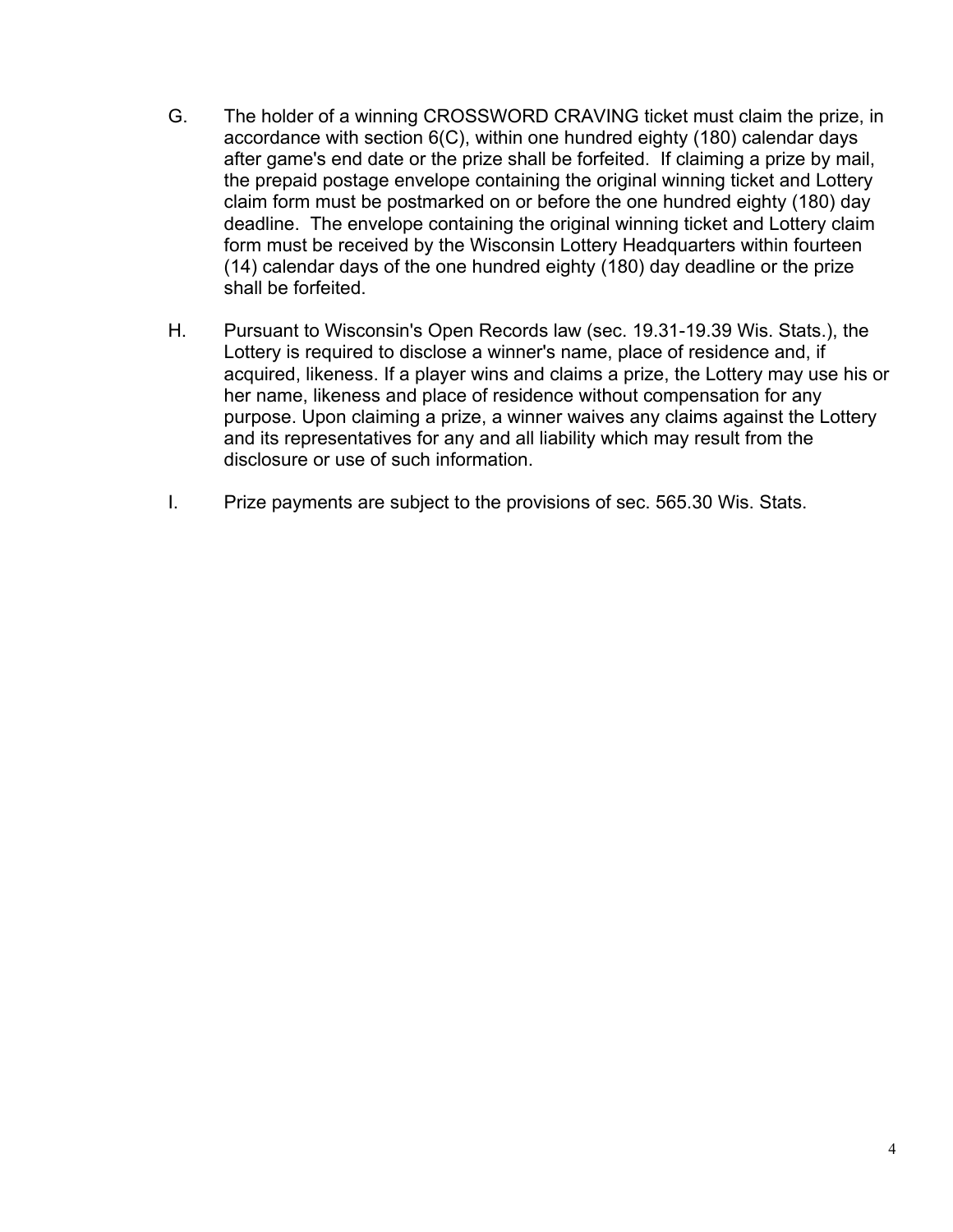G. The holder of a winning CROSSWORD CRAVING ticket must claim the prize, in accordance with section 6(C), within one hundred eighty (180) calendar days after game's end date or the prize shall be forfeited. If claiming a prize by mail, the prepaid postage envelope containing the original winning ticket and Lottery claim form must be postmarked on or before the one hundred eighty (180) day deadline. The envelope containing the original winning ticket and Lottery claim form must be received by the Wisconsin Lottery Headquarters within fourteen (14) calendar days of the one hundred eighty (180) day deadline or the prize shall be forfeited.

H. Pursuant to Wisconsin's Open Records law (sec. 19.31-19.39 Wis. Stats.), the Lottery is required to disclose a winner's name, place of residence and, if acquired, likeness. If a player wins and claims a prize, the Lottery may use his or her name, likeness and place of residence without compensation for any purpose. Upon claiming a prize, a winner waives any claims against the Lottery and its representatives for any and all liability which may result from the disclosure or use of such information.

I. Prize payments are subject to the provisions of sec. 565.30 Wis. Stats.